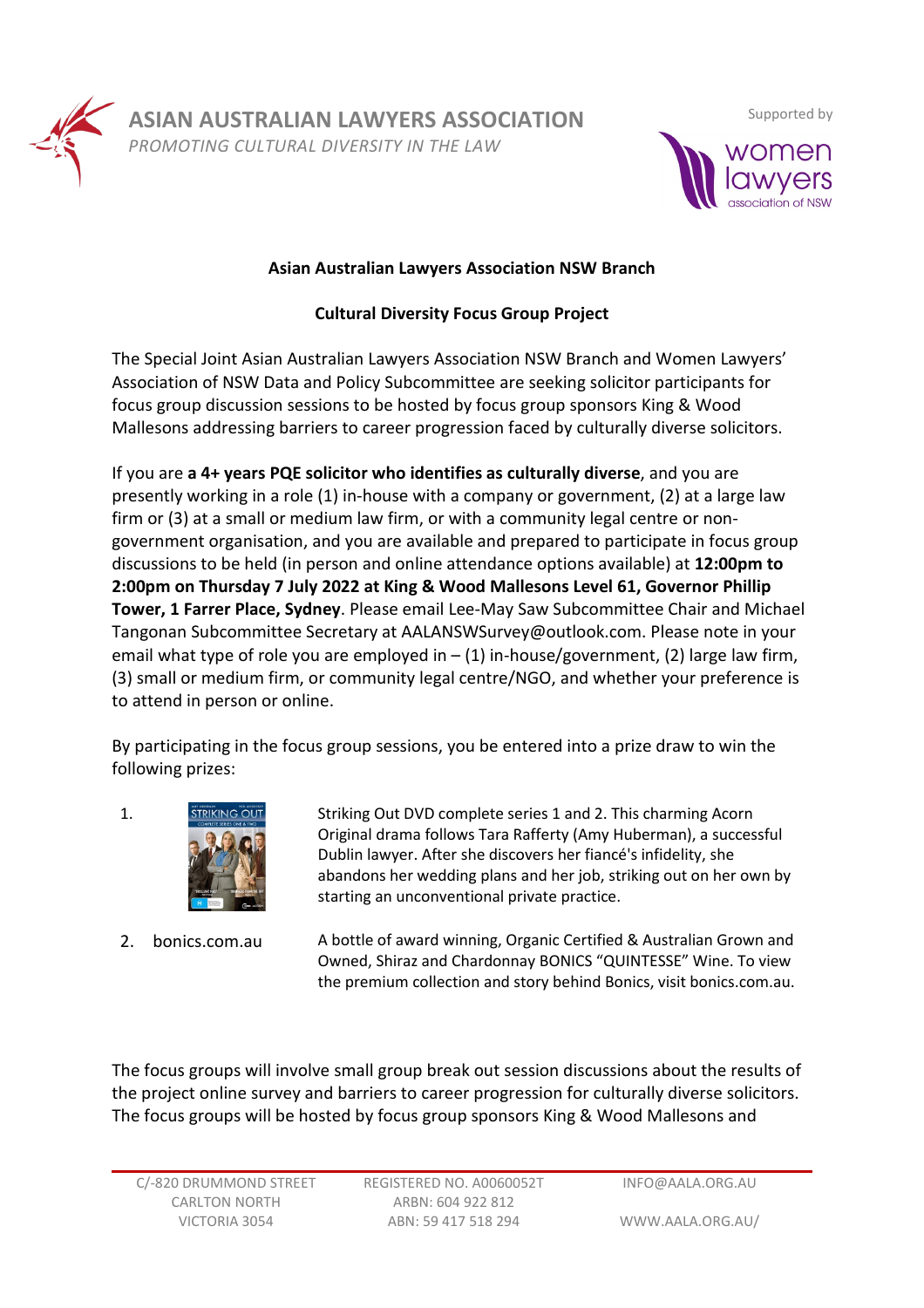**ASIAN AUSTRALIAN LAWYERS ASSOCIATION**
*PROMOTING CULTURAL DIVERSITY IN THE LAW*

Supported by women lawyers association of NSW

**Asian Australian Lawyers Association NSW Branch**

**Cultural Diversity Focus Group Project**

The Special Joint Asian Australian Lawyers Association NSW Branch and Women Lawyers' Association of NSW Data and Policy Subcommittee are seeking solicitor participants for focus group discussion sessions to be hosted by focus group sponsors King & Wood Mallesons addressing barriers to career progression faced by culturally diverse solicitors.

If you are **a 4+ years PQE solicitor who identifies as culturally diverse**, and you are presently working in a role (1) in-house with a company or government, (2) at a large law firm or (3) at a small or medium law firm, or with a community legal centre or non-government organisation, and you are available and prepared to participate in focus group discussions to be held (in person and online attendance options available) at **12:00pm to 2:00pm on Thursday 7 July 2022 at King & Wood Mallesons Level 61, Governor Phillip Tower, 1 Farrer Place, Sydney**. Please email Lee-May Saw Subcommittee Chair and Michael Tangonan Subcommittee Secretary at AALANSWSurvey@outlook.com. Please note in your email what type of role you are employed in – (1) in-house/government, (2) large law firm, (3) small or medium firm, or community legal centre/NGO, and whether your preference is to attend in person or online.

By participating in the focus group sessions, you be entered into a prize draw to win the following prizes:

1. Striking Out DVD complete series 1 and 2. This charming Acorn Original drama follows Tara Rafferty (Amy Huberman), a successful Dublin lawyer. After she discovers her fiancé's infidelity, she abandons her wedding plans and her job, striking out on her own by starting an unconventional private practice.
2. bonics.com.au — A bottle of award winning, Organic Certified & Australian Grown and Owned, Shiraz and Chardonnay BONICS "QUINTESSE" Wine. To view the premium collection and story behind Bonics, visit bonics.com.au.

The focus groups will involve small group break out session discussions about the results of the project online survey and barriers to career progression for culturally diverse solicitors. The focus groups will be hosted by focus group sponsors King & Wood Mallesons and

C/-820 DRUMMOND STREET CARLTON NORTH VICTORIA 3054 | REGISTERED NO. A0060052T ARBN: 604 922 812 ABN: 59 417 518 294 | INFO@AALA.ORG.AU WWW.AALA.ORG.AU/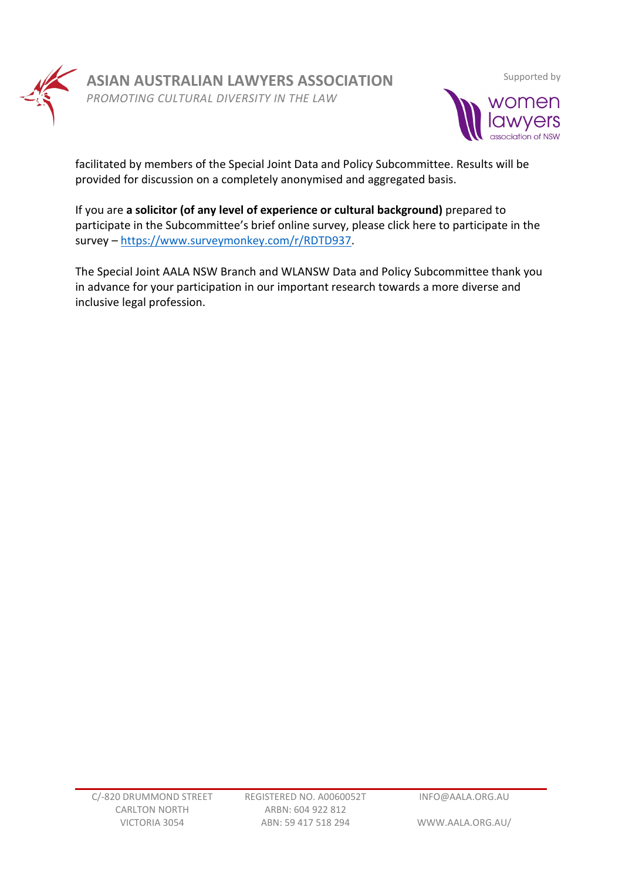facilitated by members of the Special Joint Data and Policy Subcommittee. Results will be provided for discussion on a completely anonymised and aggregated basis.

If you are **a solicitor (of any level of experience or cultural background)** prepared to participate in the Subcommittee's brief online survey, please click here to participate in the survey – https://www.surveymonkey.com/r/RDTD937.

The Special Joint AALA NSW Branch and WLANSW Data and Policy Subcommittee thank you in advance for your participation in our important research towards a more diverse and inclusive legal profession.